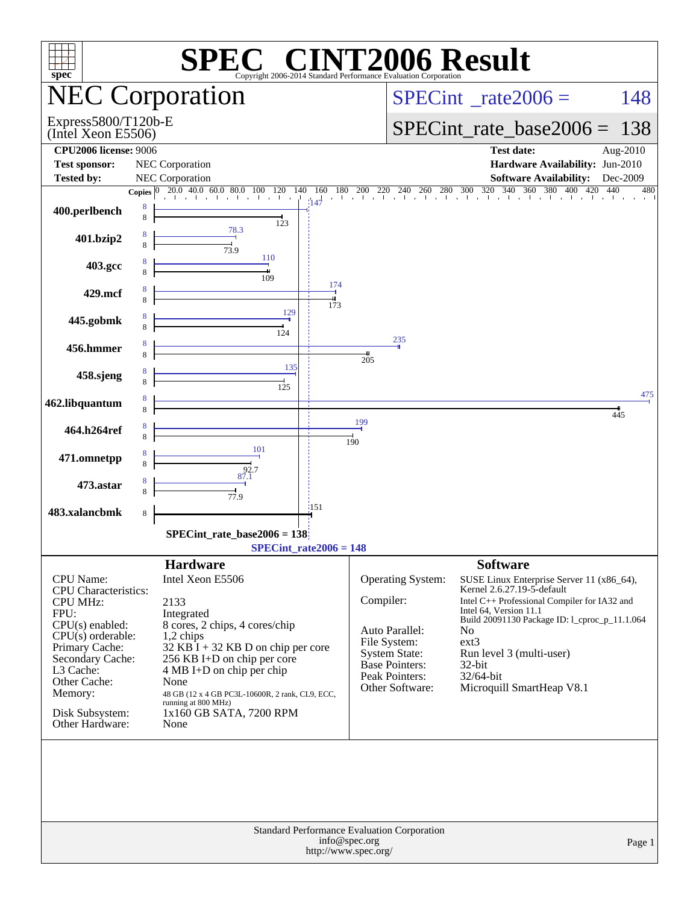# SPEC® CINT2006 Result

Copyright 2006-2014 Standard Performance Evaluation Corporation

## NEC Corporation

Express5800/T120b-E
(Intel Xeon E5506)

SPECint_rate2006 = 148

SPECint_rate_base2006 = 138

| | | | |
|---|---|---|---|
| **CPU2006 license:** 9006 | | **Test date:** | Aug-2010 |
| **Test sponsor:** | NEC Corporation | **Hardware Availability:** | Jun-2010 |
| **Tested by:** | NEC Corporation | **Software Availability:** | Dec-2009 |

| Benchmark | Copies (peak) | Peak | Copies (base) | Base |
|---|---|---|---|---|
| 400.perlbench | 8 | 147 | 8 | 123 |
| 401.bzip2 | 8 | 78.3 | 8 | 73.9 |
| 403.gcc | 8 | 110 | 8 | 109 |
| 429.mcf | 8 | 174 | 8 | 173 |
| 445.gobmk | 8 | 129 | 8 | 124 |
| 456.hmmer | 8 | 235 | 8 | 205 |
| 458.sjeng | 8 | 135 | 8 | 125 |
| 462.libquantum | 8 | 475 | 8 | 445 |
| 464.h264ref | 8 | 199 | 8 | 190 |
| 471.omnetpp | 8 | 101 | 8 | 92.7 |
| 473.astar | 8 | 87.1 | 8 | 77.9 |
| 483.xalancbmk | | | 8 | 151 |

SPECint_rate_base2006 = 138

SPECint_rate2006 = 148

### Hardware

| | |
|---|---|
| CPU Name: | Intel Xeon E5506 |
| CPU Characteristics: | |
| CPU MHz: | 2133 |
| FPU: | Integrated |
| CPU(s) enabled: | 8 cores, 2 chips, 4 cores/chip |
| CPU(s) orderable: | 1,2 chips |
| Primary Cache: | 32 KB I + 32 KB D on chip per core |
| Secondary Cache: | 256 KB I+D on chip per core |
| L3 Cache: | 4 MB I+D on chip per chip |
| Other Cache: | None |
| Memory: | 48 GB (12 x 4 GB PC3L-10600R, 2 rank, CL9, ECC, running at 800 MHz) |
| Disk Subsystem: | 1x160 GB SATA, 7200 RPM |
| Other Hardware: | None |

### Software

| | |
|---|---|
| Operating System: | SUSE Linux Enterprise Server 11 (x86_64), Kernel 2.6.27.19-5-default |
| Compiler: | Intel C++ Professional Compiler for IA32 and Intel 64, Version 11.1 Build 20091130 Package ID: l_cproc_p_11.1.064 |
| Auto Parallel: | No |
| File System: | ext3 |
| System State: | Run level 3 (multi-user) |
| Base Pointers: | 32-bit |
| Peak Pointers: | 32/64-bit |
| Other Software: | Microquill SmartHeap V8.1 |

Standard Performance Evaluation Corporation
info@spec.org
http://www.spec.org/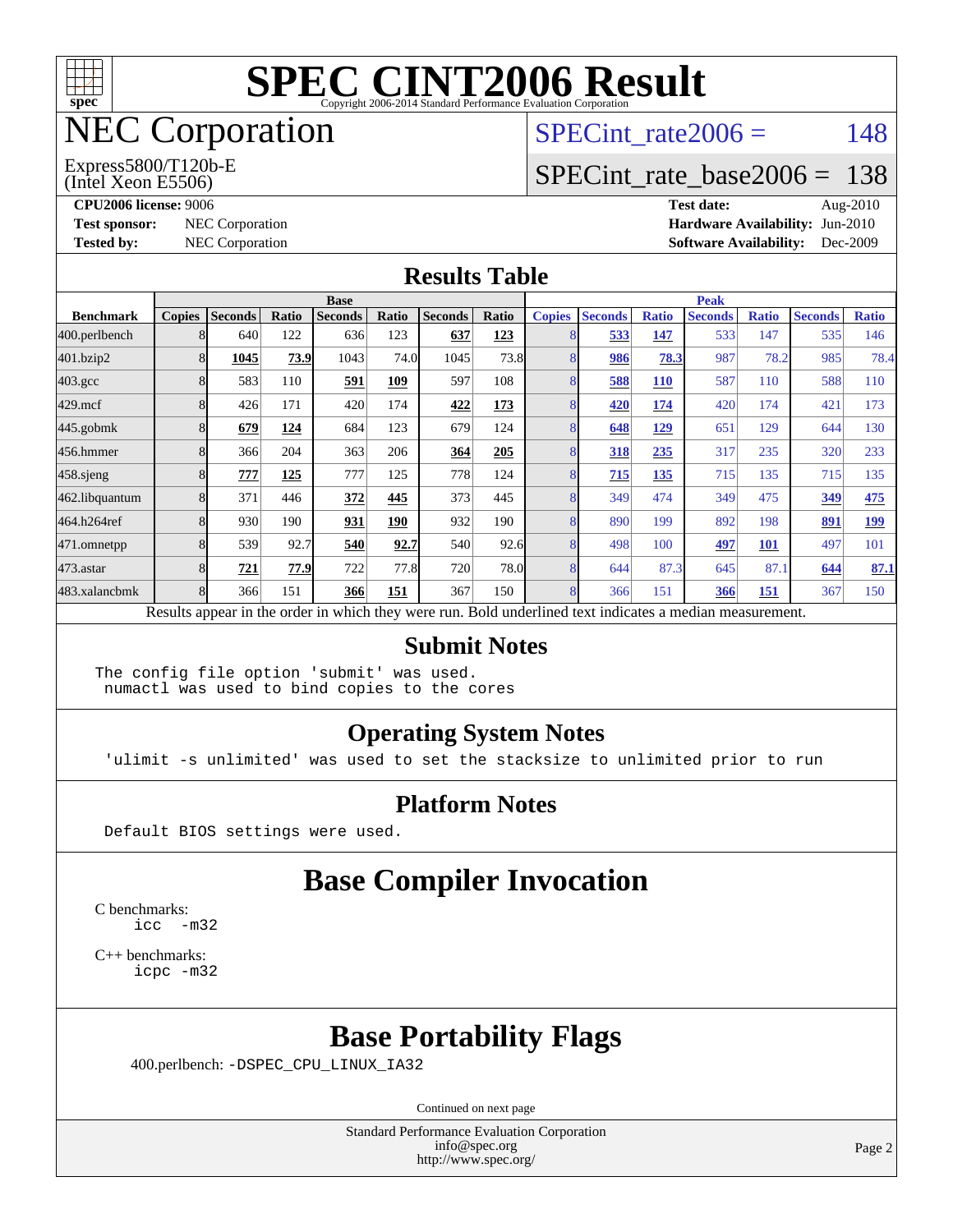# SPEC CINT2006 Result

Copyright 2006-2014 Standard Performance Evaluation Corporation

# NEC Corporation

Express5800/T120b-E
(Intel Xeon E5506)

SPECint_rate2006 = 148

SPECint_rate_base2006 = 138

**CPU2006 license:** 9006
**Test sponsor:** NEC Corporation
**Tested by:** NEC Corporation

**Test date:** Aug-2010
**Hardware Availability:** Jun-2010
**Software Availability:** Dec-2009

## Results Table

| Benchmark | Base | | | | | | | Peak | | | | | | |
|---|---|---|---|---|---|---|---|---|---|---|---|---|---|---|
| | Copies | Seconds | Ratio | Seconds | Ratio | Seconds | Ratio | Copies | Seconds | Ratio | Seconds | Ratio | Seconds | Ratio |
| 400.perlbench | 8 | 640 | 122 | 636 | 123 | **637** | **123** | 8 | **533** | **147** | 533 | 147 | 535 | 146 |
| 401.bzip2 | 8 | **1045** | **73.9** | 1043 | 74.0 | 1045 | 73.8 | 8 | **986** | **78.3** | 987 | 78.2 | 985 | 78.4 |
| 403.gcc | 8 | 583 | 110 | **591** | **109** | 597 | 108 | 8 | **588** | **110** | 587 | 110 | 588 | 110 |
| 429.mcf | 8 | 426 | 171 | 420 | 174 | **422** | **173** | 8 | **420** | **174** | 420 | 174 | 421 | 173 |
| 445.gobmk | 8 | **679** | **124** | 684 | 123 | 679 | 124 | 8 | **648** | **129** | 651 | 129 | 644 | 130 |
| 456.hmmer | 8 | 366 | 204 | 363 | 206 | **364** | **205** | 8 | **318** | **235** | 317 | 235 | 320 | 233 |
| 458.sjeng | 8 | **777** | **125** | 777 | 125 | 778 | 124 | 8 | **715** | **135** | 715 | 135 | 715 | 135 |
| 462.libquantum | 8 | 371 | 446 | **372** | **445** | 373 | 445 | 8 | 349 | 474 | 349 | 475 | **349** | **475** |
| 464.h264ref | 8 | 930 | 190 | **931** | **190** | 932 | 190 | 8 | 890 | 199 | 892 | 198 | **891** | **199** |
| 471.omnetpp | 8 | 539 | 92.7 | **540** | **92.7** | 540 | 92.6 | 8 | 498 | 100 | **497** | **101** | 497 | 101 |
| 473.astar | 8 | **721** | **77.9** | 722 | 77.8 | 720 | 78.0 | 8 | 644 | 87.3 | 645 | 87.1 | **644** | **87.1** |
| 483.xalancbmk | 8 | 366 | 151 | **366** | **151** | 367 | 150 | 8 | 366 | 151 | **366** | **151** | 367 | 150 |

Results appear in the order in which they were run. Bold underlined text indicates a median measurement.

## Submit Notes

```
The config file option 'submit' was used.
 numactl was used to bind copies to the cores
```

## Operating System Notes

```
'ulimit -s unlimited' was used to set the stacksize to unlimited prior to run
```

## Platform Notes

```
Default BIOS settings were used.
```

## Base Compiler Invocation

C benchmarks:
```
icc  -m32
```

C++ benchmarks:
```
icpc -m32
```

## Base Portability Flags

400.perlbench: -DSPEC_CPU_LINUX_IA32

Continued on next page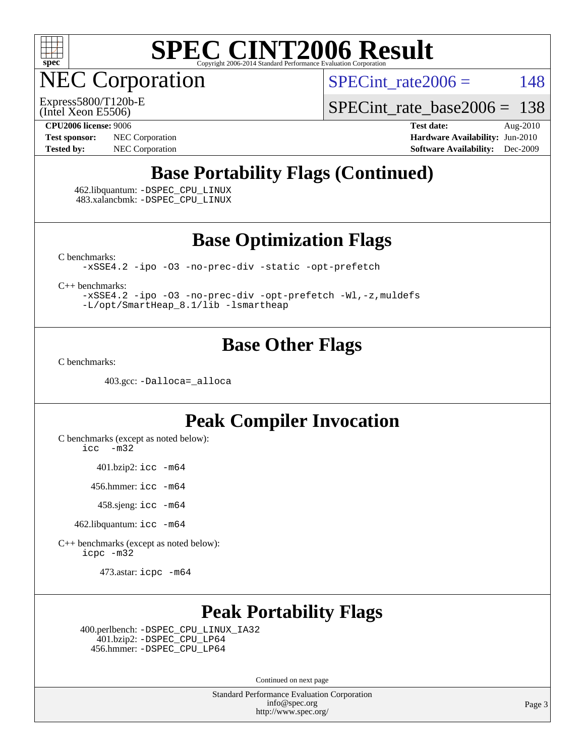# SPEC CINT2006 Result

## NEC Corporation

Express5800/T120b-E
(Intel Xeon E5506)

SPECint_rate2006 = 148

SPECint_rate_base2006 = 138

**CPU2006 license:** 9006
**Test sponsor:** NEC Corporation
**Tested by:** NEC Corporation

**Test date:** Aug-2010
**Hardware Availability:** Jun-2010
**Software Availability:** Dec-2009

## Base Portability Flags (Continued)

462.libquantum: -DSPEC_CPU_LINUX
483.xalancbmk: -DSPEC_CPU_LINUX

## Base Optimization Flags

C benchmarks:
-xSSE4.2 -ipo -O3 -no-prec-div -static -opt-prefetch

C++ benchmarks:
-xSSE4.2 -ipo -O3 -no-prec-div -opt-prefetch -Wl,-z,muldefs
-L/opt/SmartHeap_8.1/lib -lsmartheap

## Base Other Flags

C benchmarks:

403.gcc: -Dalloca=_alloca

## Peak Compiler Invocation

C benchmarks (except as noted below):
icc -m32

401.bzip2: icc -m64

456.hmmer: icc -m64

458.sjeng: icc -m64

462.libquantum: icc -m64

C++ benchmarks (except as noted below):
icpc -m32

473.astar: icpc -m64

## Peak Portability Flags

400.perlbench: -DSPEC_CPU_LINUX_IA32
401.bzip2: -DSPEC_CPU_LP64
456.hmmer: -DSPEC_CPU_LP64

Continued on next page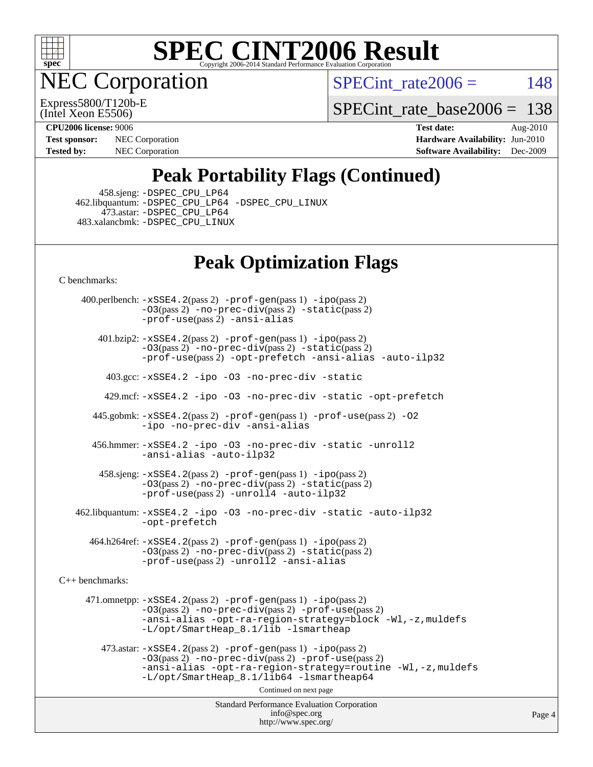# SPEC CINT2006 Result

Copyright 2006-2014 Standard Performance Evaluation Corporation

## NEC Corporation

Express5800/T120b-E
(Intel Xeon E5506)

SPECint_rate2006 = 148

SPECint_rate_base2006 = 138

**CPU2006 license:** 9006
**Test sponsor:** NEC Corporation
**Tested by:** NEC Corporation

**Test date:** Aug-2010
**Hardware Availability:** Jun-2010
**Software Availability:** Dec-2009

## Peak Portability Flags (Continued)

458.sjeng: -DSPEC_CPU_LP64
462.libquantum: -DSPEC_CPU_LP64 -DSPEC_CPU_LINUX
473.astar: -DSPEC_CPU_LP64
483.xalancbmk: -DSPEC_CPU_LINUX

## Peak Optimization Flags

C benchmarks:

400.perlbench: -xSSE4.2(pass 2) -prof-gen(pass 1) -ipo(pass 2) -O3(pass 2) -no-prec-div(pass 2) -static(pass 2) -prof-use(pass 2) -ansi-alias

401.bzip2: -xSSE4.2(pass 2) -prof-gen(pass 1) -ipo(pass 2) -O3(pass 2) -no-prec-div(pass 2) -static(pass 2) -prof-use(pass 2) -opt-prefetch -ansi-alias -auto-ilp32

403.gcc: -xSSE4.2 -ipo -O3 -no-prec-div -static

429.mcf: -xSSE4.2 -ipo -O3 -no-prec-div -static -opt-prefetch

445.gobmk: -xSSE4.2(pass 2) -prof-gen(pass 1) -prof-use(pass 2) -O2 -ipo -no-prec-div -ansi-alias

456.hmmer: -xSSE4.2 -ipo -O3 -no-prec-div -static -unroll2 -ansi-alias -auto-ilp32

458.sjeng: -xSSE4.2(pass 2) -prof-gen(pass 1) -ipo(pass 2) -O3(pass 2) -no-prec-div(pass 2) -static(pass 2) -prof-use(pass 2) -unroll4 -auto-ilp32

462.libquantum: -xSSE4.2 -ipo -O3 -no-prec-div -static -auto-ilp32 -opt-prefetch

464.h264ref: -xSSE4.2(pass 2) -prof-gen(pass 1) -ipo(pass 2) -O3(pass 2) -no-prec-div(pass 2) -static(pass 2) -prof-use(pass 2) -unroll2 -ansi-alias

C++ benchmarks:

471.omnetpp: -xSSE4.2(pass 2) -prof-gen(pass 1) -ipo(pass 2) -O3(pass 2) -no-prec-div(pass 2) -prof-use(pass 2) -ansi-alias -opt-ra-region-strategy=block -Wl,-z,muldefs -L/opt/SmartHeap_8.1/lib -lsmartheap

473.astar: -xSSE4.2(pass 2) -prof-gen(pass 1) -ipo(pass 2) -O3(pass 2) -no-prec-div(pass 2) -prof-use(pass 2) -ansi-alias -opt-ra-region-strategy=routine -Wl,-z,muldefs -L/opt/SmartHeap_8.1/lib64 -lsmartheap64

Continued on next page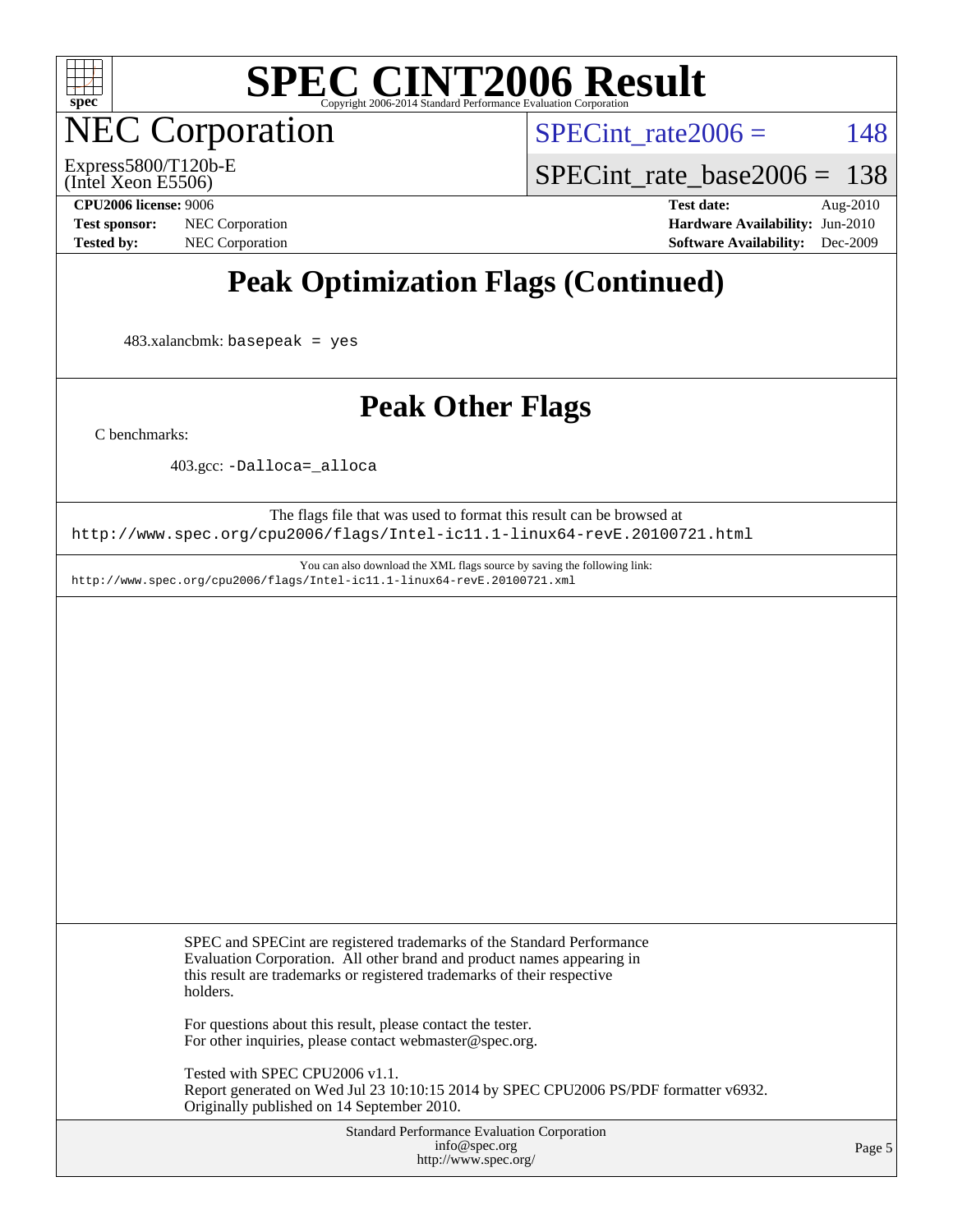# SPEC CINT2006 Result

Copyright 2006-2014 Standard Performance Evaluation Corporation

## NEC Corporation

Express5800/T120b-E
(Intel Xeon E5506)

SPECint_rate2006 = 148

SPECint_rate_base2006 = 138

**CPU2006 license:** 9006
**Test sponsor:** NEC Corporation
**Tested by:** NEC Corporation

**Test date:** Aug-2010
**Hardware Availability:** Jun-2010
**Software Availability:** Dec-2009

## Peak Optimization Flags (Continued)

483.xalancbmk: basepeak = yes

## Peak Other Flags

C benchmarks:

403.gcc: -Dalloca=_alloca

The flags file that was used to format this result can be browsed at
http://www.spec.org/cpu2006/flags/Intel-ic11.1-linux64-revE.20100721.html

You can also download the XML flags source by saving the following link:
http://www.spec.org/cpu2006/flags/Intel-ic11.1-linux64-revE.20100721.xml

SPEC and SPECint are registered trademarks of the Standard Performance Evaluation Corporation. All other brand and product names appearing in this result are trademarks or registered trademarks of their respective holders.

For questions about this result, please contact the tester.
For other inquiries, please contact webmaster@spec.org.

Tested with SPEC CPU2006 v1.1.
Report generated on Wed Jul 23 10:10:15 2014 by SPEC CPU2006 PS/PDF formatter v6932.
Originally published on 14 September 2010.

Standard Performance Evaluation Corporation
info@spec.org
http://www.spec.org/